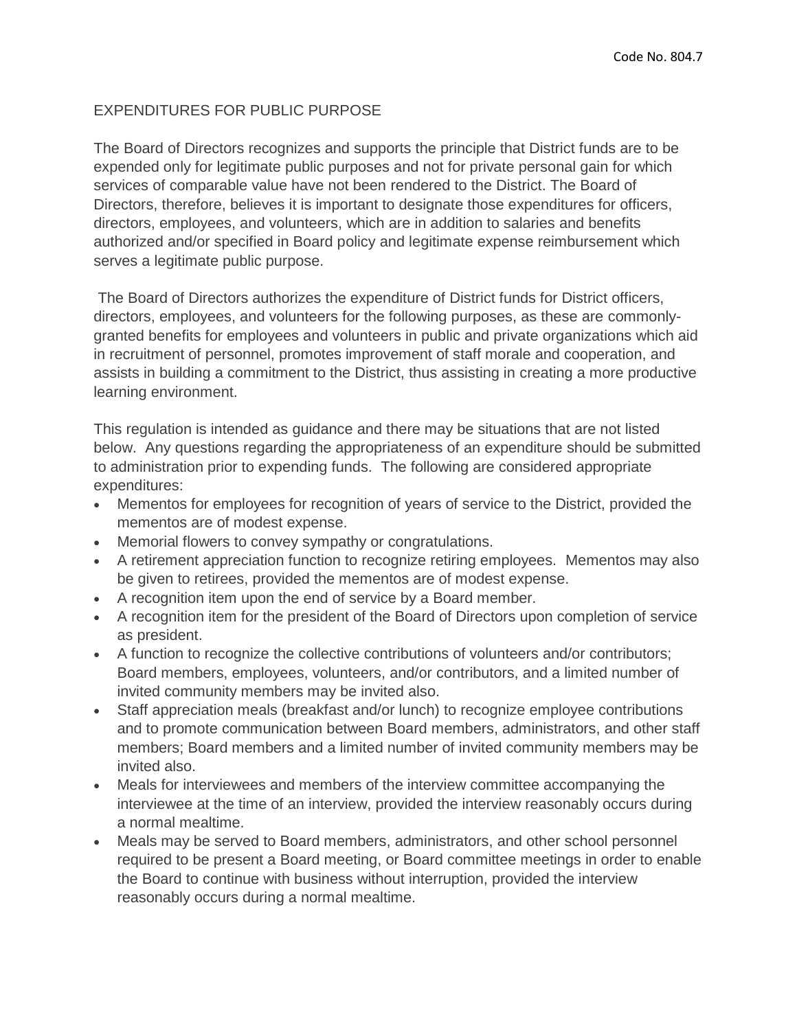Code No. 804.7

# EXPENDITURES FOR PUBLIC PURPOSE

The Board of Directors recognizes and supports the principle that District funds are to be expended only for legitimate public purposes and not for private personal gain for which services of comparable value have not been rendered to the District. The Board of Directors, therefore, believes it is important to designate those expenditures for officers, directors, employees, and volunteers, which are in addition to salaries and benefits authorized and/or specified in Board policy and legitimate expense reimbursement which serves a legitimate public purpose.

The Board of Directors authorizes the expenditure of District funds for District officers, directors, employees, and volunteers for the following purposes, as these are commonly-granted benefits for employees and volunteers in public and private organizations which aid in recruitment of personnel, promotes improvement of staff morale and cooperation, and assists in building a commitment to the District, thus assisting in creating a more productive learning environment.

This regulation is intended as guidance and there may be situations that are not listed below. Any questions regarding the appropriateness of an expenditure should be submitted to administration prior to expending funds. The following are considered appropriate expenditures:

- Mementos for employees for recognition of years of service to the District, provided the mementos are of modest expense.
- Memorial flowers to convey sympathy or congratulations.
- A retirement appreciation function to recognize retiring employees. Mementos may also be given to retirees, provided the mementos are of modest expense.
- A recognition item upon the end of service by a Board member.
- A recognition item for the president of the Board of Directors upon completion of service as president.
- A function to recognize the collective contributions of volunteers and/or contributors; Board members, employees, volunteers, and/or contributors, and a limited number of invited community members may be invited also.
- Staff appreciation meals (breakfast and/or lunch) to recognize employee contributions and to promote communication between Board members, administrators, and other staff members; Board members and a limited number of invited community members may be invited also.
- Meals for interviewees and members of the interview committee accompanying the interviewee at the time of an interview, provided the interview reasonably occurs during a normal mealtime.
- Meals may be served to Board members, administrators, and other school personnel required to be present a Board meeting, or Board committee meetings in order to enable the Board to continue with business without interruption, provided the interview reasonably occurs during a normal mealtime.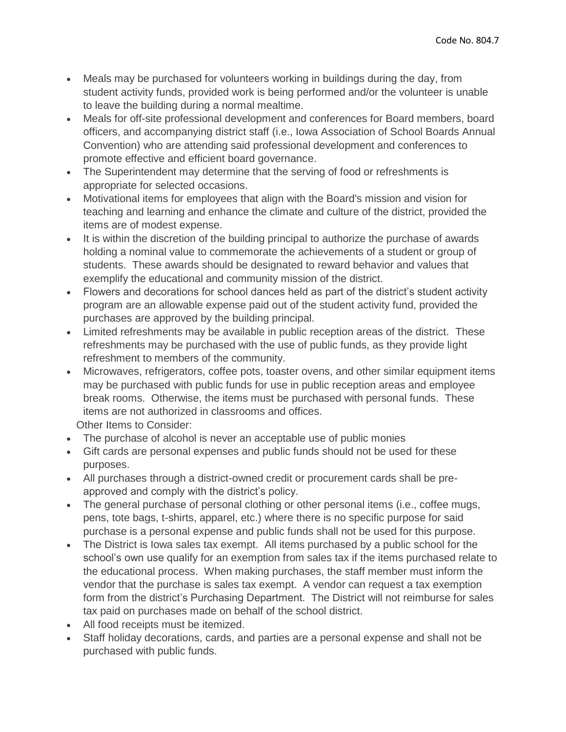- Meals may be purchased for volunteers working in buildings during the day, from student activity funds, provided work is being performed and/or the volunteer is unable to leave the building during a normal mealtime.
- Meals for off-site professional development and conferences for Board members, board officers, and accompanying district staff (i.e., Iowa Association of School Boards Annual Convention) who are attending said professional development and conferences to promote effective and efficient board governance.
- The Superintendent may determine that the serving of food or refreshments is appropriate for selected occasions.
- Motivational items for employees that align with the Board's mission and vision for teaching and learning and enhance the climate and culture of the district, provided the items are of modest expense.
- It is within the discretion of the building principal to authorize the purchase of awards holding a nominal value to commemorate the achievements of a student or group of students. These awards should be designated to reward behavior and values that exemplify the educational and community mission of the district.
- Flowers and decorations for school dances held as part of the district's student activity program are an allowable expense paid out of the student activity fund, provided the purchases are approved by the building principal.
- Limited refreshments may be available in public reception areas of the district. These refreshments may be purchased with the use of public funds, as they provide light refreshment to members of the community.
- Microwaves, refrigerators, coffee pots, toaster ovens, and other similar equipment items may be purchased with public funds for use in public reception areas and employee break rooms. Otherwise, the items must be purchased with personal funds. These items are not authorized in classrooms and offices.

Other Items to Consider:

- The purchase of alcohol is never an acceptable use of public monies
- Gift cards are personal expenses and public funds should not be used for these purposes.
- All purchases through a district-owned credit or procurement cards shall be pre-approved and comply with the district's policy.
- The general purchase of personal clothing or other personal items (i.e., coffee mugs, pens, tote bags, t-shirts, apparel, etc.) where there is no specific purpose for said purchase is a personal expense and public funds shall not be used for this purpose.
- The District is Iowa sales tax exempt. All items purchased by a public school for the school's own use qualify for an exemption from sales tax if the items purchased relate to the educational process. When making purchases, the staff member must inform the vendor that the purchase is sales tax exempt. A vendor can request a tax exemption form from the district's Purchasing Department. The District will not reimburse for sales tax paid on purchases made on behalf of the school district.
- All food receipts must be itemized.
- Staff holiday decorations, cards, and parties are a personal expense and shall not be purchased with public funds.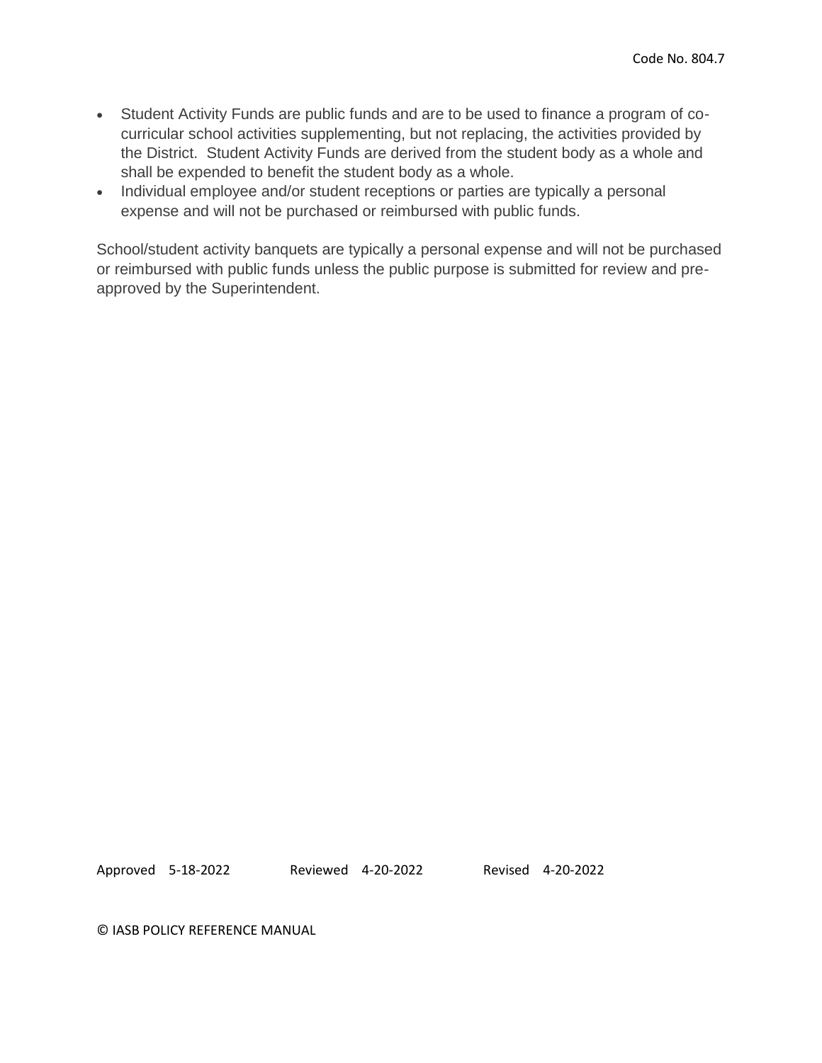- Student Activity Funds are public funds and are to be used to finance a program of co-curricular school activities supplementing, but not replacing, the activities provided by the District. Student Activity Funds are derived from the student body as a whole and shall be expended to benefit the student body as a whole.
- Individual employee and/or student receptions or parties are typically a personal expense and will not be purchased or reimbursed with public funds.

School/student activity banquets are typically a personal expense and will not be purchased or reimbursed with public funds unless the public purpose is submitted for review and pre-approved by the Superintendent.

Approved 5-18-2022 Reviewed 4-20-2022 Revised 4-20-2022

© IASB POLICY REFERENCE MANUAL